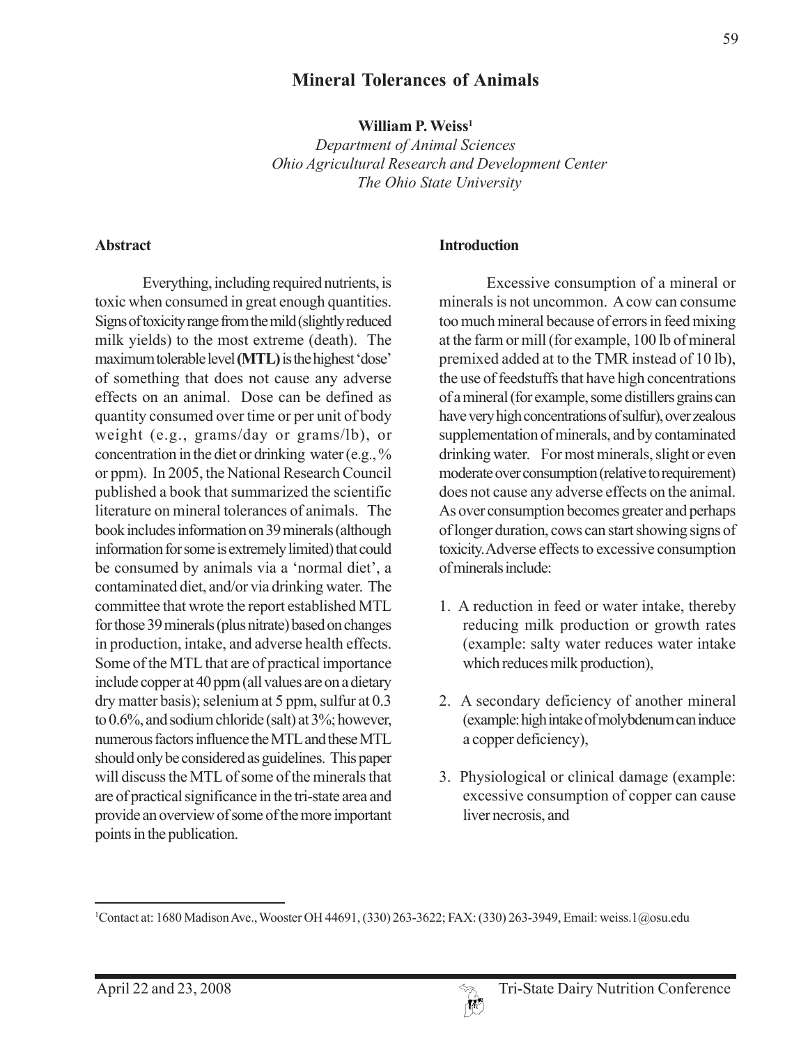# Mineral Tolerances of Animals

**William P. Weiss**[1]

*Department of Animal Sciences*
*Ohio Agricultural Research and Development Center*
*The Ohio State University*

## Abstract

Everything, including required nutrients, is toxic when consumed in great enough quantities. Signs of toxicity range from the mild (slightly reduced milk yields) to the most extreme (death). The maximum tolerable level **(MTL)** is the highest 'dose' of something that does not cause any adverse effects on an animal. Dose can be defined as quantity consumed over time or per unit of body weight (e.g., grams/day or grams/lb), or concentration in the diet or drinking water (e.g., % or ppm). In 2005, the National Research Council published a book that summarized the scientific literature on mineral tolerances of animals. The book includes information on 39 minerals (although information for some is extremely limited) that could be consumed by animals via a 'normal diet', a contaminated diet, and/or via drinking water. The committee that wrote the report established MTL for those 39 minerals (plus nitrate) based on changes in production, intake, and adverse health effects. Some of the MTL that are of practical importance include copper at 40 ppm (all values are on a dietary dry matter basis); selenium at 5 ppm, sulfur at 0.3 to 0.6%, and sodium chloride (salt) at 3%; however, numerous factors influence the MTL and these MTL should only be considered as guidelines. This paper will discuss the MTL of some of the minerals that are of practical significance in the tri-state area and provide an overview of some of the more important points in the publication.

## Introduction

Excessive consumption of a mineral or minerals is not uncommon. A cow can consume too much mineral because of errors in feed mixing at the farm or mill (for example, 100 lb of mineral premixed added at to the TMR instead of 10 lb), the use of feedstuffs that have high concentrations of a mineral (for example, some distillers grains can have very high concentrations of sulfur), over zealous supplementation of minerals, and by contaminated drinking water. For most minerals, slight or even moderate over consumption (relative to requirement) does not cause any adverse effects on the animal. As over consumption becomes greater and perhaps of longer duration, cows can start showing signs of toxicity. Adverse effects to excessive consumption of minerals include:

1. A reduction in feed or water intake, thereby reducing milk production or growth rates (example: salty water reduces water intake which reduces milk production),
2. A secondary deficiency of another mineral (example: high intake of molybdenum can induce a copper deficiency),
3. Physiological or clinical damage (example: excessive consumption of copper can cause liver necrosis, and

[1] Contact at: 1680 Madison Ave., Wooster OH 44691, (330) 263-3622; FAX: (330) 263-3949, Email: weiss.1@osu.edu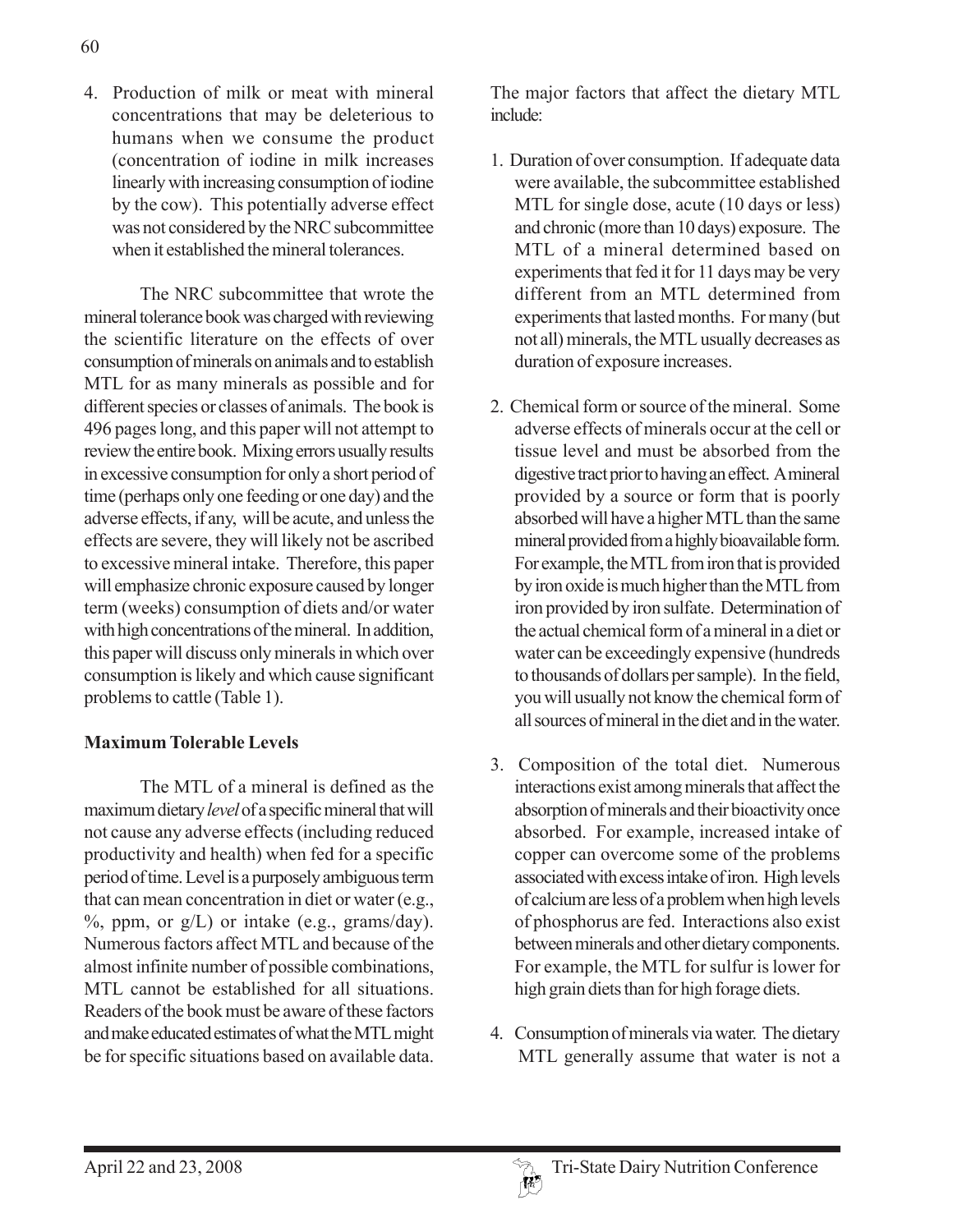4. Production of milk or meat with mineral concentrations that may be deleterious to humans when we consume the product (concentration of iodine in milk increases linearly with increasing consumption of iodine by the cow). This potentially adverse effect was not considered by the NRC subcommittee when it established the mineral tolerances.

The NRC subcommittee that wrote the mineral tolerance book was charged with reviewing the scientific literature on the effects of over consumption of minerals on animals and to establish MTL for as many minerals as possible and for different species or classes of animals. The book is 496 pages long, and this paper will not attempt to review the entire book. Mixing errors usually results in excessive consumption for only a short period of time (perhaps only one feeding or one day) and the adverse effects, if any, will be acute, and unless the effects are severe, they will likely not be ascribed to excessive mineral intake. Therefore, this paper will emphasize chronic exposure caused by longer term (weeks) consumption of diets and/or water with high concentrations of the mineral. In addition, this paper will discuss only minerals in which over consumption is likely and which cause significant problems to cattle (Table 1).

## Maximum Tolerable Levels

The MTL of a mineral is defined as the maximum dietary *level* of a specific mineral that will not cause any adverse effects (including reduced productivity and health) when fed for a specific period of time. Level is a purposely ambiguous term that can mean concentration in diet or water (e.g., %, ppm, or g/L) or intake (e.g., grams/day). Numerous factors affect MTL and because of the almost infinite number of possible combinations, MTL cannot be established for all situations. Readers of the book must be aware of these factors and make educated estimates of what the MTL might be for specific situations based on available data.

The major factors that affect the dietary MTL include:

1. Duration of over consumption. If adequate data were available, the subcommittee established MTL for single dose, acute (10 days or less) and chronic (more than 10 days) exposure. The MTL of a mineral determined based on experiments that fed it for 11 days may be very different from an MTL determined from experiments that lasted months. For many (but not all) minerals, the MTL usually decreases as duration of exposure increases.

2. Chemical form or source of the mineral. Some adverse effects of minerals occur at the cell or tissue level and must be absorbed from the digestive tract prior to having an effect. A mineral provided by a source or form that is poorly absorbed will have a higher MTL than the same mineral provided from a highly bioavailable form. For example, the MTL from iron that is provided by iron oxide is much higher than the MTL from iron provided by iron sulfate. Determination of the actual chemical form of a mineral in a diet or water can be exceedingly expensive (hundreds to thousands of dollars per sample). In the field, you will usually not know the chemical form of all sources of mineral in the diet and in the water.

3. Composition of the total diet. Numerous interactions exist among minerals that affect the absorption of minerals and their bioactivity once absorbed. For example, increased intake of copper can overcome some of the problems associated with excess intake of iron. High levels of calcium are less of a problem when high levels of phosphorus are fed. Interactions also exist between minerals and other dietary components. For example, the MTL for sulfur is lower for high grain diets than for high forage diets.

4. Consumption of minerals via water. The dietary MTL generally assume that water is not a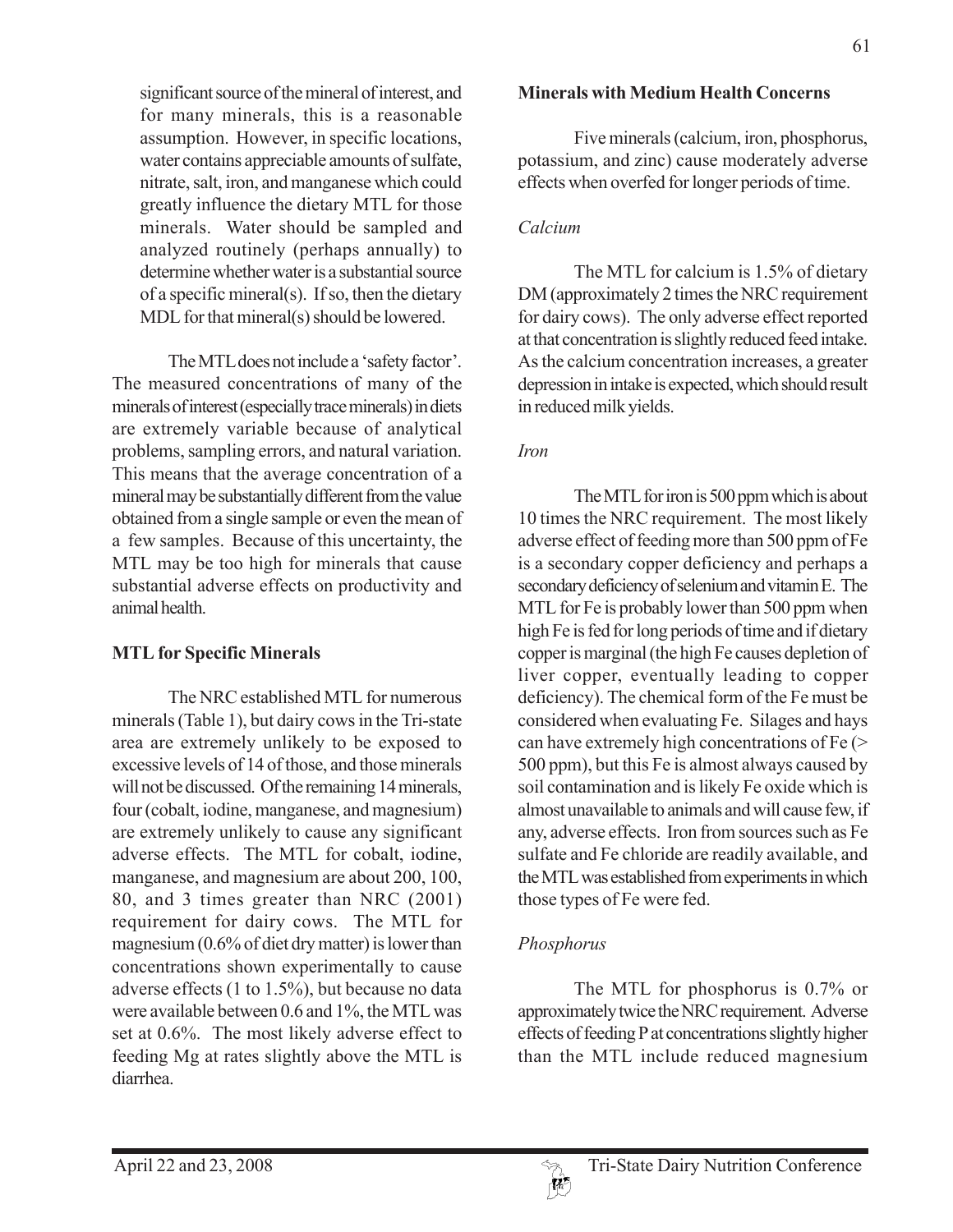significant source of the mineral of interest, and for many minerals, this is a reasonable assumption. However, in specific locations, water contains appreciable amounts of sulfate, nitrate, salt, iron, and manganese which could greatly influence the dietary MTL for those minerals. Water should be sampled and analyzed routinely (perhaps annually) to determine whether water is a substantial source of a specific mineral(s). If so, then the dietary MDL for that mineral(s) should be lowered.

The MTL does not include a 'safety factor'. The measured concentrations of many of the minerals of interest (especially trace minerals) in diets are extremely variable because of analytical problems, sampling errors, and natural variation. This means that the average concentration of a mineral may be substantially different from the value obtained from a single sample or even the mean of a few samples. Because of this uncertainty, the MTL may be too high for minerals that cause substantial adverse effects on productivity and animal health.

## MTL for Specific Minerals

The NRC established MTL for numerous minerals (Table 1), but dairy cows in the Tri-state area are extremely unlikely to be exposed to excessive levels of 14 of those, and those minerals will not be discussed. Of the remaining 14 minerals, four (cobalt, iodine, manganese, and magnesium) are extremely unlikely to cause any significant adverse effects. The MTL for cobalt, iodine, manganese, and magnesium are about 200, 100, 80, and 3 times greater than NRC (2001) requirement for dairy cows. The MTL for magnesium (0.6% of diet dry matter) is lower than concentrations shown experimentally to cause adverse effects (1 to 1.5%), but because no data were available between 0.6 and 1%, the MTL was set at 0.6%. The most likely adverse effect to feeding Mg at rates slightly above the MTL is diarrhea.

## Minerals with Medium Health Concerns

Five minerals (calcium, iron, phosphorus, potassium, and zinc) cause moderately adverse effects when overfed for longer periods of time.

### *Calcium*

The MTL for calcium is 1.5% of dietary DM (approximately 2 times the NRC requirement for dairy cows). The only adverse effect reported at that concentration is slightly reduced feed intake. As the calcium concentration increases, a greater depression in intake is expected, which should result in reduced milk yields.

### *Iron*

The MTL for iron is 500 ppm which is about 10 times the NRC requirement. The most likely adverse effect of feeding more than 500 ppm of Fe is a secondary copper deficiency and perhaps a secondary deficiency of selenium and vitamin E. The MTL for Fe is probably lower than 500 ppm when high Fe is fed for long periods of time and if dietary copper is marginal (the high Fe causes depletion of liver copper, eventually leading to copper deficiency). The chemical form of the Fe must be considered when evaluating Fe. Silages and hays can have extremely high concentrations of Fe (> 500 ppm), but this Fe is almost always caused by soil contamination and is likely Fe oxide which is almost unavailable to animals and will cause few, if any, adverse effects. Iron from sources such as Fe sulfate and Fe chloride are readily available, and the MTL was established from experiments in which those types of Fe were fed.

### *Phosphorus*

The MTL for phosphorus is 0.7% or approximately twice the NRC requirement. Adverse effects of feeding P at concentrations slightly higher than the MTL include reduced magnesium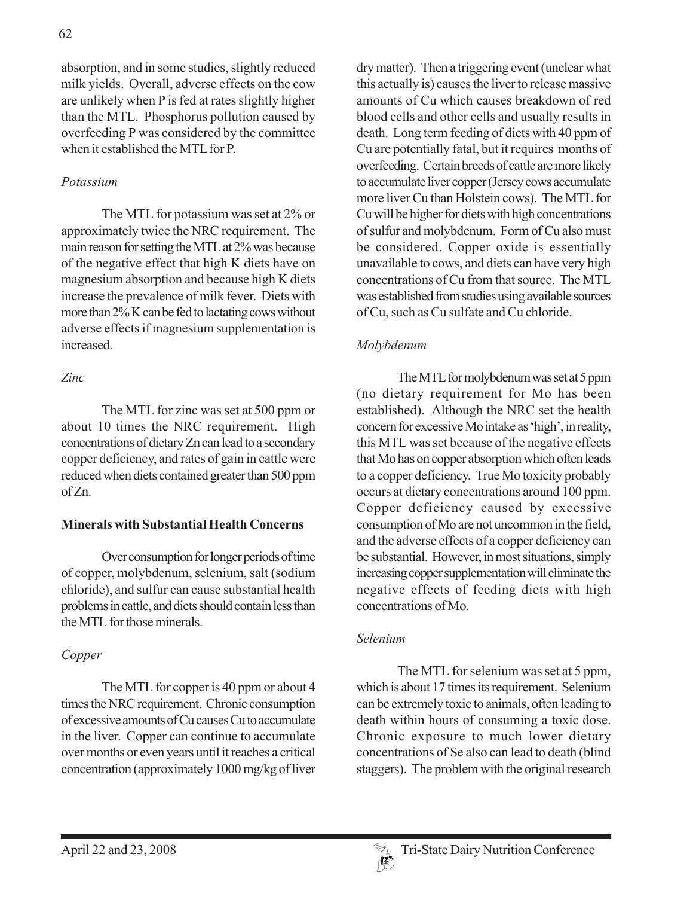absorption, and in some studies, slightly reduced milk yields. Overall, adverse effects on the cow are unlikely when P is fed at rates slightly higher than the MTL. Phosphorus pollution caused by overfeeding P was considered by the committee when it established the MTL for P.

*Potassium*

The MTL for potassium was set at 2% or approximately twice the NRC requirement. The main reason for setting the MTL at 2% was because of the negative effect that high K diets have on magnesium absorption and because high K diets increase the prevalence of milk fever. Diets with more than 2% K can be fed to lactating cows without adverse effects if magnesium supplementation is increased.

*Zinc*

The MTL for zinc was set at 500 ppm or about 10 times the NRC requirement. High concentrations of dietary Zn can lead to a secondary copper deficiency, and rates of gain in cattle were reduced when diets contained greater than 500 ppm of Zn.

**Minerals with Substantial Health Concerns**

Over consumption for longer periods of time of copper, molybdenum, selenium, salt (sodium chloride), and sulfur can cause substantial health problems in cattle, and diets should contain less than the MTL for those minerals.

*Copper*

The MTL for copper is 40 ppm or about 4 times the NRC requirement. Chronic consumption of excessive amounts of Cu causes Cu to accumulate in the liver. Copper can continue to accumulate over months or even years until it reaches a critical concentration (approximately 1000 mg/kg of liver dry matter). Then a triggering event (unclear what this actually is) causes the liver to release massive amounts of Cu which causes breakdown of red blood cells and other cells and usually results in death. Long term feeding of diets with 40 ppm of Cu are potentially fatal, but it requires months of overfeeding. Certain breeds of cattle are more likely to accumulate liver copper (Jersey cows accumulate more liver Cu than Holstein cows). The MTL for Cu will be higher for diets with high concentrations of sulfur and molybdenum. Form of Cu also must be considered. Copper oxide is essentially unavailable to cows, and diets can have very high concentrations of Cu from that source. The MTL was established from studies using available sources of Cu, such as Cu sulfate and Cu chloride.

*Molybdenum*

The MTL for molybdenum was set at 5 ppm (no dietary requirement for Mo has been established). Although the NRC set the health concern for excessive Mo intake as 'high', in reality, this MTL was set because of the negative effects that Mo has on copper absorption which often leads to a copper deficiency. True Mo toxicity probably occurs at dietary concentrations around 100 ppm. Copper deficiency caused by excessive consumption of Mo are not uncommon in the field, and the adverse effects of a copper deficiency can be substantial. However, in most situations, simply increasing copper supplementation will eliminate the negative effects of feeding diets with high concentrations of Mo.

*Selenium*

The MTL for selenium was set at 5 ppm, which is about 17 times its requirement. Selenium can be extremely toxic to animals, often leading to death within hours of consuming a toxic dose. Chronic exposure to much lower dietary concentrations of Se also can lead to death (blind staggers). The problem with the original research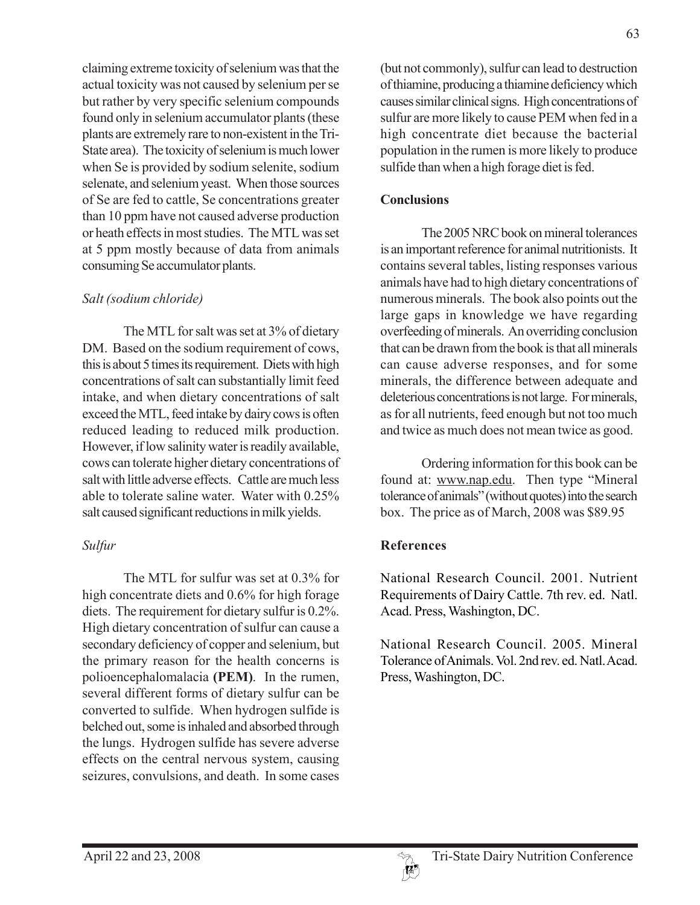claiming extreme toxicity of selenium was that the actual toxicity was not caused by selenium per se but rather by very specific selenium compounds found only in selenium accumulator plants (these plants are extremely rare to non-existent in the Tri-State area). The toxicity of selenium is much lower when Se is provided by sodium selenite, sodium selenate, and selenium yeast. When those sources of Se are fed to cattle, Se concentrations greater than 10 ppm have not caused adverse production or heath effects in most studies. The MTL was set at 5 ppm mostly because of data from animals consuming Se accumulator plants.

*Salt (sodium chloride)*

The MTL for salt was set at 3% of dietary DM. Based on the sodium requirement of cows, this is about 5 times its requirement. Diets with high concentrations of salt can substantially limit feed intake, and when dietary concentrations of salt exceed the MTL, feed intake by dairy cows is often reduced leading to reduced milk production. However, if low salinity water is readily available, cows can tolerate higher dietary concentrations of salt with little adverse effects. Cattle are much less able to tolerate saline water. Water with 0.25% salt caused significant reductions in milk yields.

*Sulfur*

The MTL for sulfur was set at 0.3% for high concentrate diets and 0.6% for high forage diets. The requirement for dietary sulfur is 0.2%. High dietary concentration of sulfur can cause a secondary deficiency of copper and selenium, but the primary reason for the health concerns is polioencephalomalacia **(PEM)**. In the rumen, several different forms of dietary sulfur can be converted to sulfide. When hydrogen sulfide is belched out, some is inhaled and absorbed through the lungs. Hydrogen sulfide has severe adverse effects on the central nervous system, causing seizures, convulsions, and death. In some cases (but not commonly), sulfur can lead to destruction of thiamine, producing a thiamine deficiency which causes similar clinical signs. High concentrations of sulfur are more likely to cause PEM when fed in a high concentrate diet because the bacterial population in the rumen is more likely to produce sulfide than when a high forage diet is fed.

## Conclusions

The 2005 NRC book on mineral tolerances is an important reference for animal nutritionists. It contains several tables, listing responses various animals have had to high dietary concentrations of numerous minerals. The book also points out the large gaps in knowledge we have regarding overfeeding of minerals. An overriding conclusion that can be drawn from the book is that all minerals can cause adverse responses, and for some minerals, the difference between adequate and deleterious concentrations is not large. For minerals, as for all nutrients, feed enough but not too much and twice as much does not mean twice as good.

Ordering information for this book can be found at: www.nap.edu. Then type "Mineral tolerance of animals" (without quotes) into the search box. The price as of March, 2008 was $89.95

## References

National Research Council. 2001. Nutrient Requirements of Dairy Cattle. 7th rev. ed. Natl. Acad. Press, Washington, DC.

National Research Council. 2005. Mineral Tolerance of Animals. Vol. 2nd rev. ed. Natl. Acad. Press, Washington, DC.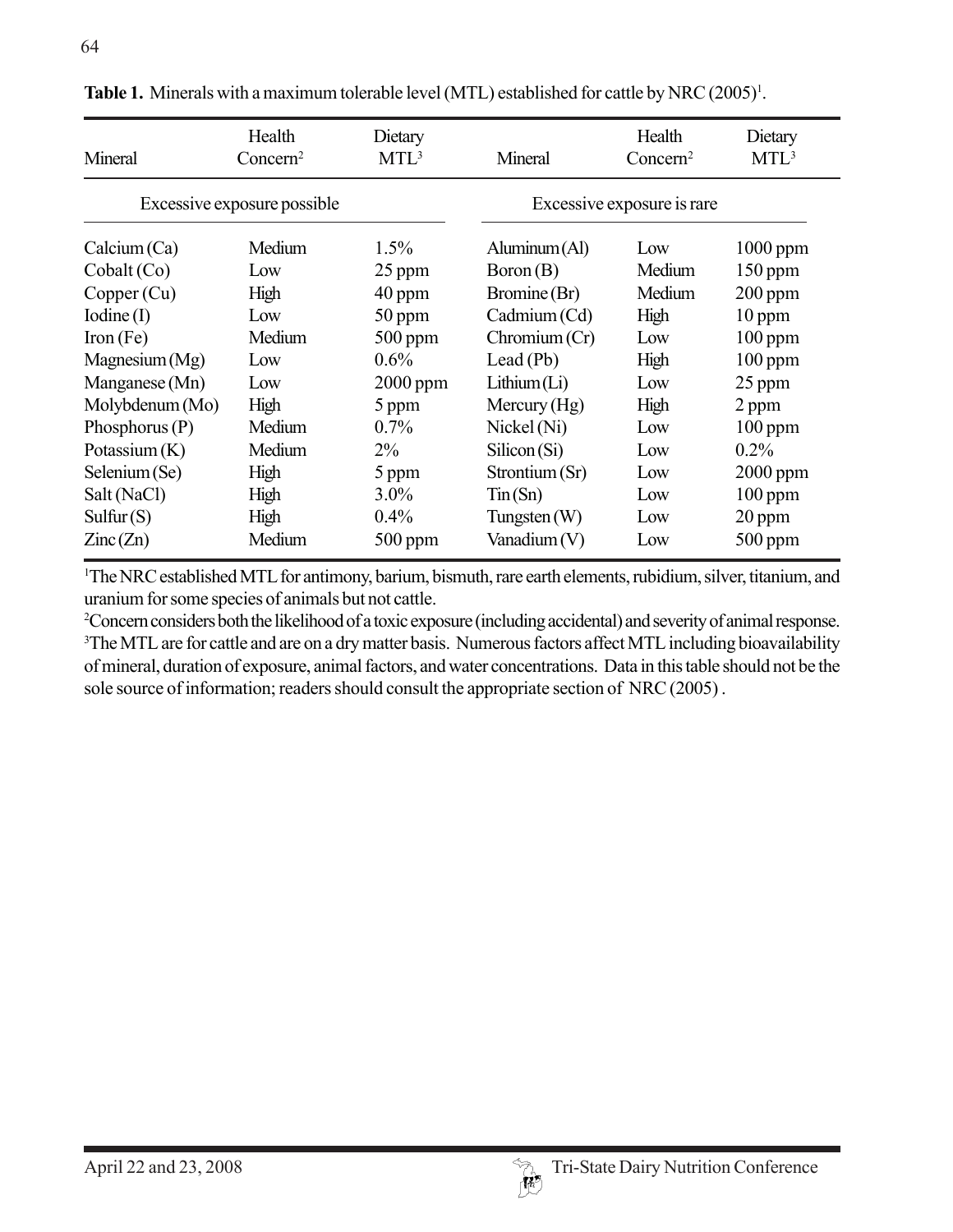**Table 1.** Minerals with a maximum tolerable level (MTL) established for cattle by NRC (2005)[1].

| Mineral | Health Concern[2] | Dietary MTL[3] | Mineral | Health Concern[2] | Dietary MTL[3] |
|---|---|---|---|---|---|
| Excessive exposure possible | | | Excessive exposure is rare | | |
| Calcium (Ca) | Medium | 1.5% | Aluminum (Al) | Low | 1000 ppm |
| Cobalt (Co) | Low | 25 ppm | Boron (B) | Medium | 150 ppm |
| Copper (Cu) | High | 40 ppm | Bromine (Br) | Medium | 200 ppm |
| Iodine (I) | Low | 50 ppm | Cadmium (Cd) | High | 10 ppm |
| Iron (Fe) | Medium | 500 ppm | Chromium (Cr) | Low | 100 ppm |
| Magnesium (Mg) | Low | 0.6% | Lead (Pb) | High | 100 ppm |
| Manganese (Mn) | Low | 2000 ppm | Lithium (Li) | Low | 25 ppm |
| Molybdenum (Mo) | High | 5 ppm | Mercury (Hg) | High | 2 ppm |
| Phosphorus (P) | Medium | 0.7% | Nickel (Ni) | Low | 100 ppm |
| Potassium (K) | Medium | 2% | Silicon (Si) | Low | 0.2% |
| Selenium (Se) | High | 5 ppm | Strontium (Sr) | Low | 2000 ppm |
| Salt (NaCl) | High | 3.0% | Tin (Sn) | Low | 100 ppm |
| Sulfur (S) | High | 0.4% | Tungsten (W) | Low | 20 ppm |
| Zinc (Zn) | Medium | 500 ppm | Vanadium (V) | Low | 500 ppm |

[1]The NRC established MTL for antimony, barium, bismuth, rare earth elements, rubidium, silver, titanium, and uranium for some species of animals but not cattle.
[2]Concern considers both the likelihood of a toxic exposure (including accidental) and severity of animal response.
[3]The MTL are for cattle and are on a dry matter basis. Numerous factors affect MTL including bioavailability of mineral, duration of exposure, animal factors, and water concentrations. Data in this table should not be the sole source of information; readers should consult the appropriate section of NRC (2005).